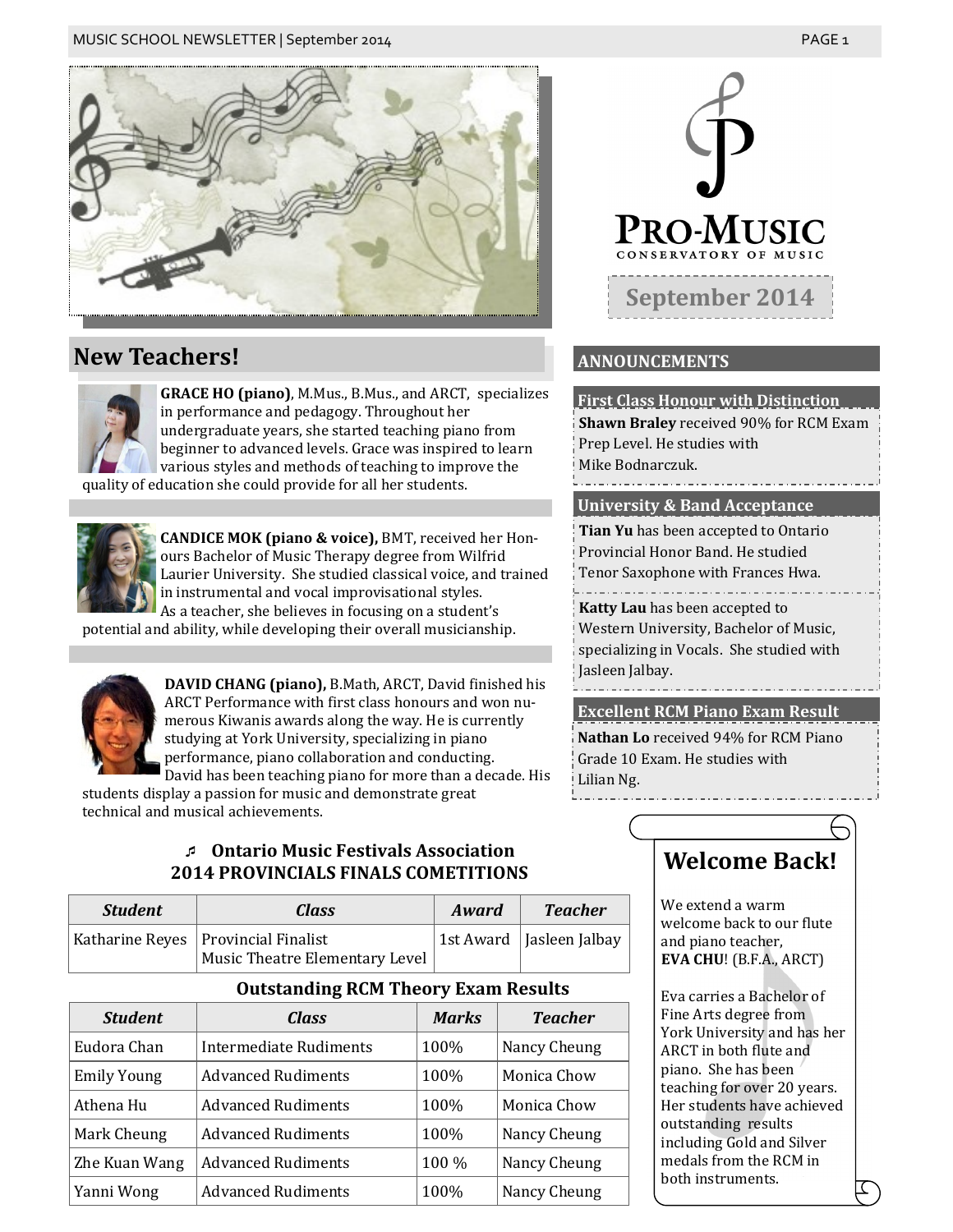# PRO-MUSIC CONSERVATORY OF MUSIC

## September 2014

## New Teachers!

**GRACE HO (piano)**, M.Mus., B.Mus., and ARCT, specializes in performance and pedagogy. Throughout her undergraduate years, she started teaching piano from beginner to advanced levels. Grace was inspired to learn various styles and methods of teaching to improve the quality of education she could provide for all her students.

**CANDICE MOK (piano & voice),** BMT, received her Honours Bachelor of Music Therapy degree from Wilfrid Laurier University. She studied classical voice, and trained in instrumental and vocal improvisational styles. As a teacher, she believes in focusing on a student's potential and ability, while developing their overall musicianship.

**DAVID CHANG (piano),** B.Math, ARCT, David finished his ARCT Performance with first class honours and won numerous Kiwanis awards along the way. He is currently studying at York University, specializing in piano performance, piano collaboration and conducting. David has been teaching piano for more than a decade. His students display a passion for music and demonstrate great technical and musical achievements.

### ♬ Ontario Music Festivals Association 2014 PROVINCIALS FINALS COMETITIONS

| *Student* | *Class* | *Award* | *Teacher* |
|---|---|---|---|
| Katharine Reyes | Provincial Finalist Music Theatre Elementary Level | 1st Award | Jasleen Jalbay |

### Outstanding RCM Theory Exam Results

| *Student* | *Class* | *Marks* | *Teacher* |
|---|---|---|---|
| Eudora Chan | Intermediate Rudiments | 100% | Nancy Cheung |
| Emily Young | Advanced Rudiments | 100% | Monica Chow |
| Athena Hu | Advanced Rudiments | 100% | Monica Chow |
| Mark Cheung | Advanced Rudiments | 100% | Nancy Cheung |
| Zhe Kuan Wang | Advanced Rudiments | 100 % | Nancy Cheung |
| Yanni Wong | Advanced Rudiments | 100% | Nancy Cheung |

## ANNOUNCEMENTS

### First Class Honour with Distinction

**Shawn Braley** received 90% for RCM Exam Prep Level. He studies with Mike Bodnarczuk.

### University & Band Acceptance

**Tian Yu** has been accepted to Ontario Provincial Honor Band. He studied Tenor Saxophone with Frances Hwa.

**Katty Lau** has been accepted to Western University, Bachelor of Music, specializing in Vocals. She studied with Jasleen Jalbay.

### Excellent RCM Piano Exam Result

**Nathan Lo** received 94% for RCM Piano Grade 10 Exam. He studies with Lilian Ng.

## Welcome Back!

We extend a warm welcome back to our flute and piano teacher, **EVA CHU**! (B.F.A., ARCT)

Eva carries a Bachelor of Fine Arts degree from York University and has her ARCT in both flute and piano. She has been teaching for over 20 years. Her students have achieved outstanding results including Gold and Silver medals from the RCM in both instruments.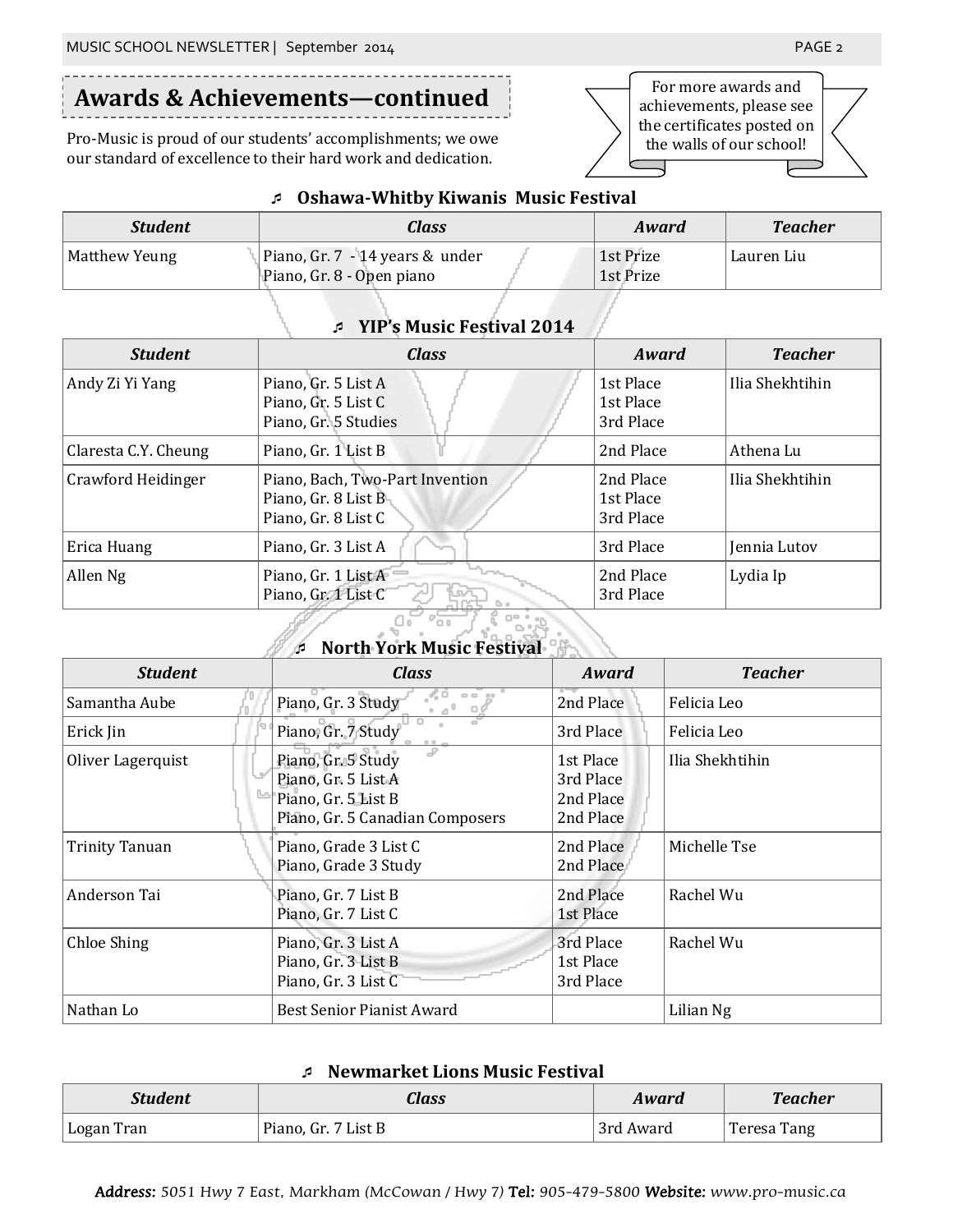## Awards & Achievements—continued

Pro-Music is proud of our students' accomplishments; we owe our standard of excellence to their hard work and dedication.

For more awards and achievements, please see the certificates posted on the walls of our school!

### ♬ Oshawa-Whitby Kiwanis Music Festival

| *Student* | *Class* | *Award* | *Teacher* |
|---|---|---|---|
| Matthew Yeung | Piano, Gr. 7 - 14 years & under<br>Piano, Gr. 8 - Open piano | 1st Prize<br>1st Prize | Lauren Liu |

### ♬ YIP's Music Festival 2014

| *Student* | *Class* | *Award* | *Teacher* |
|---|---|---|---|
| Andy Zi Yi Yang | Piano, Gr. 5 List A<br>Piano, Gr. 5 List C<br>Piano, Gr. 5 Studies | 1st Place<br>1st Place<br>3rd Place | Ilia Shekhtihin |
| Claresta C.Y. Cheung | Piano, Gr. 1 List B | 2nd Place | Athena Lu |
| Crawford Heidinger | Piano, Bach, Two-Part Invention<br>Piano, Gr. 8 List B<br>Piano, Gr. 8 List C | 2nd Place<br>1st Place<br>3rd Place | Ilia Shekhtihin |
| Erica Huang | Piano, Gr. 3 List A | 3rd Place | Jennia Lutov |
| Allen Ng | Piano, Gr. 1 List A<br>Piano, Gr. 1 List C | 2nd Place<br>3rd Place | Lydia Ip |

### ♬ North York Music Festival

| *Student* | *Class* | *Award* | *Teacher* |
|---|---|---|---|
| Samantha Aube | Piano, Gr. 3 Study | 2nd Place | Felicia Leo |
| Erick Jin | Piano, Gr. 7 Study | 3rd Place | Felicia Leo |
| Oliver Lagerquist | Piano, Gr. 5 Study<br>Piano, Gr. 5 List A<br>Piano, Gr. 5 List B<br>Piano, Gr. 5 Canadian Composers | 1st Place<br>3rd Place<br>2nd Place<br>2nd Place | Ilia Shekhtihin |
| Trinity Tanuan | Piano, Grade 3 List C<br>Piano, Grade 3 Study | 2nd Place<br>2nd Place | Michelle Tse |
| Anderson Tai | Piano, Gr. 7 List B<br>Piano, Gr. 7 List C | 2nd Place<br>1st Place | Rachel Wu |
| Chloe Shing | Piano, Gr. 3 List A<br>Piano, Gr. 3 List B<br>Piano, Gr. 3 List C | 3rd Place<br>1st Place<br>3rd Place | Rachel Wu |
| Nathan Lo | Best Senior Pianist Award | | Lilian Ng |

### ♬ Newmarket Lions Music Festival

| *Student* | *Class* | *Award* | *Teacher* |
|---|---|---|---|
| Logan Tran | Piano, Gr. 7 List B | 3rd Award | Teresa Tang |

***Address:*** *5051 Hwy 7 East, Markham (McCowan / Hwy 7)* ***Tel:*** *905-479-5800* ***Website:*** *www.pro-music.ca*